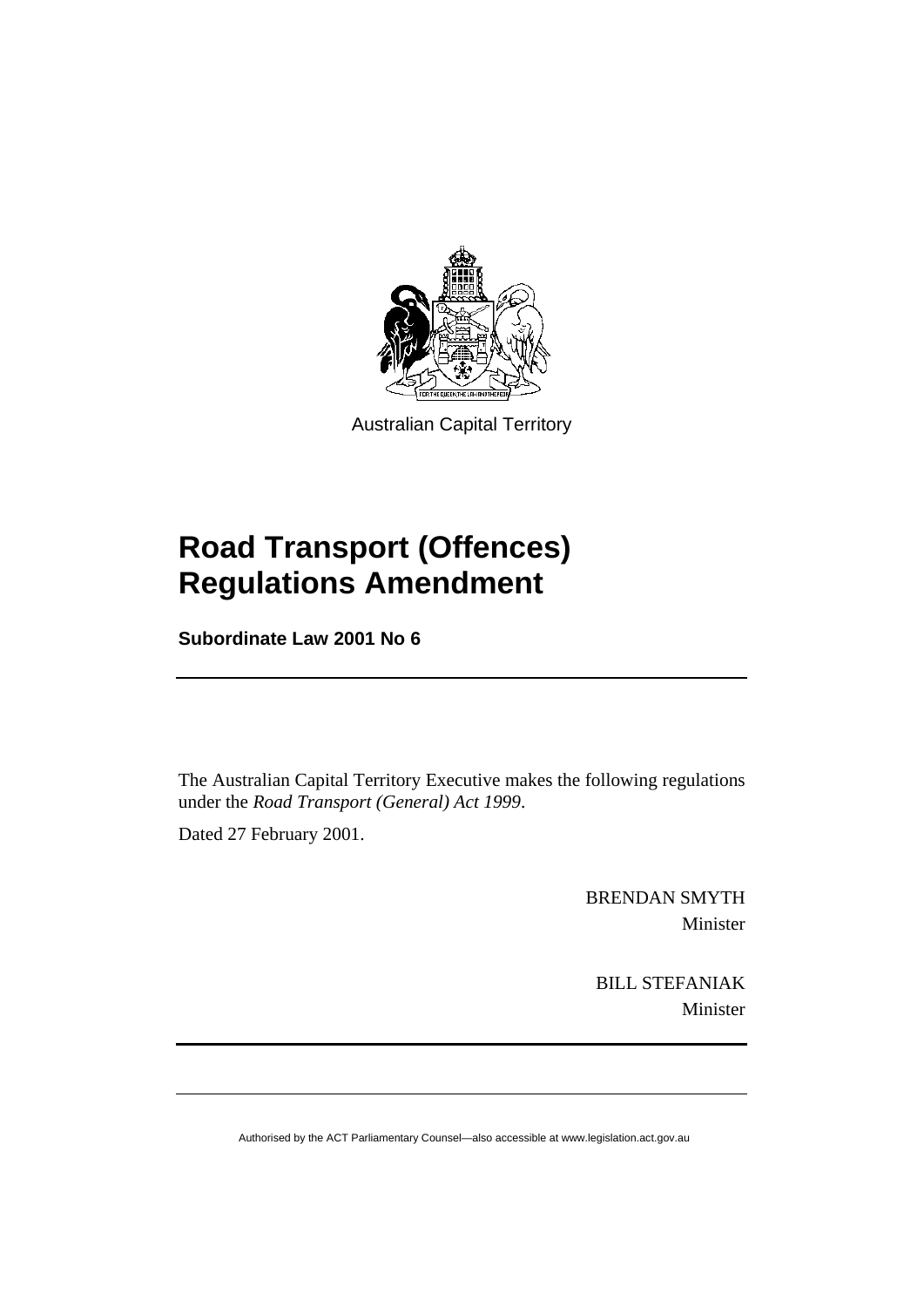Australian Capital Territory

# Road Transport (Offences) Regulations Amendment

**Subordinate Law 2001 No 6**

The Australian Capital Territory Executive makes the following regulations under the *Road Transport (General) Act 1999*.

Dated 27 February 2001.

BRENDAN SMYTH

Minister

BILL STEFANIAK

Minister

Authorised by the ACT Parliamentary Counsel—also accessible at www.legislation.act.gov.au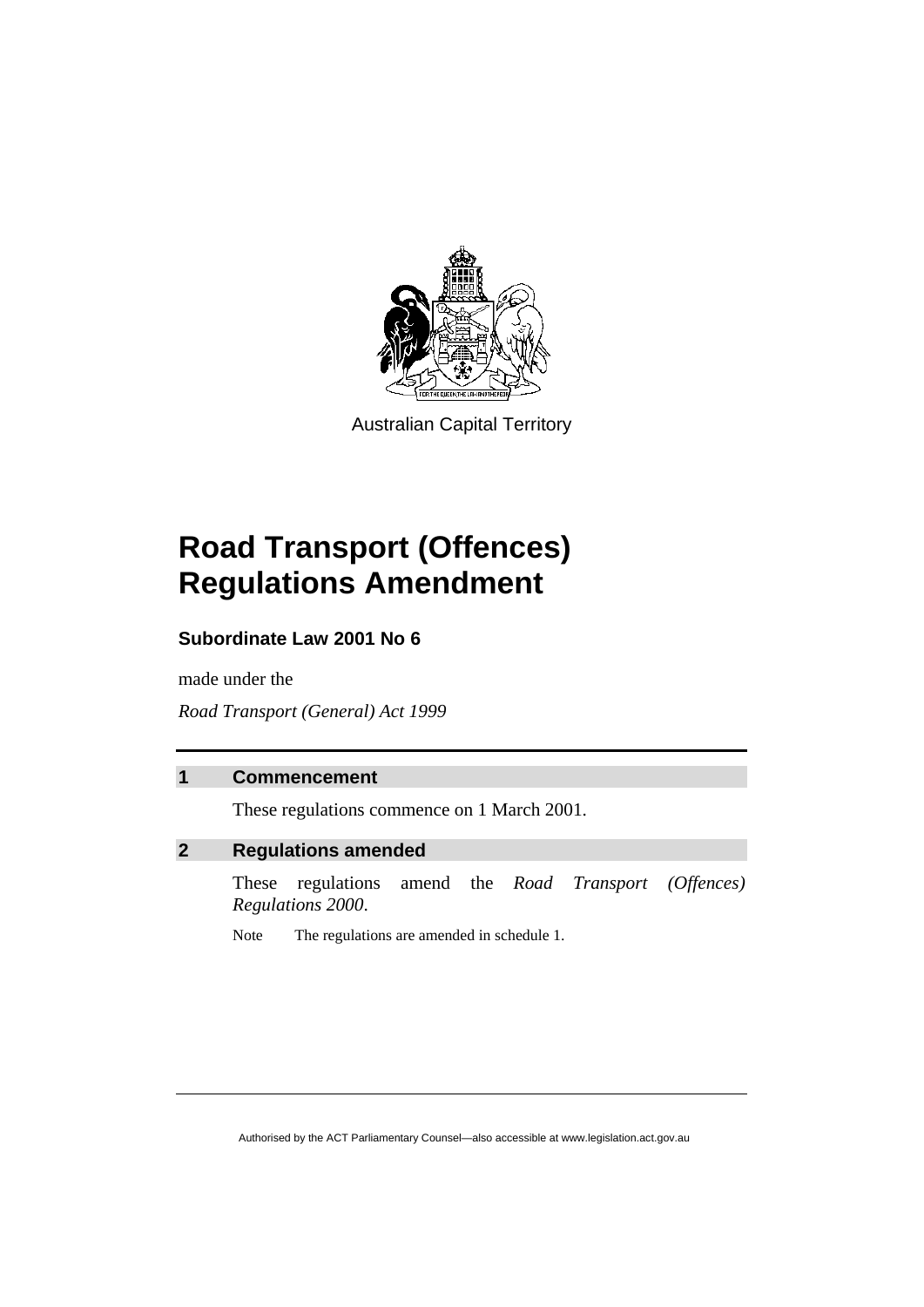Australian Capital Territory

# Road Transport (Offences) Regulations Amendment

## Subordinate Law 2001 No 6

made under the

*Road Transport (General) Act 1999*

### 1 Commencement

These regulations commence on 1 March 2001.

### 2 Regulations amended

These regulations amend the *Road Transport (Offences) Regulations 2000*.

Note The regulations are amended in schedule 1.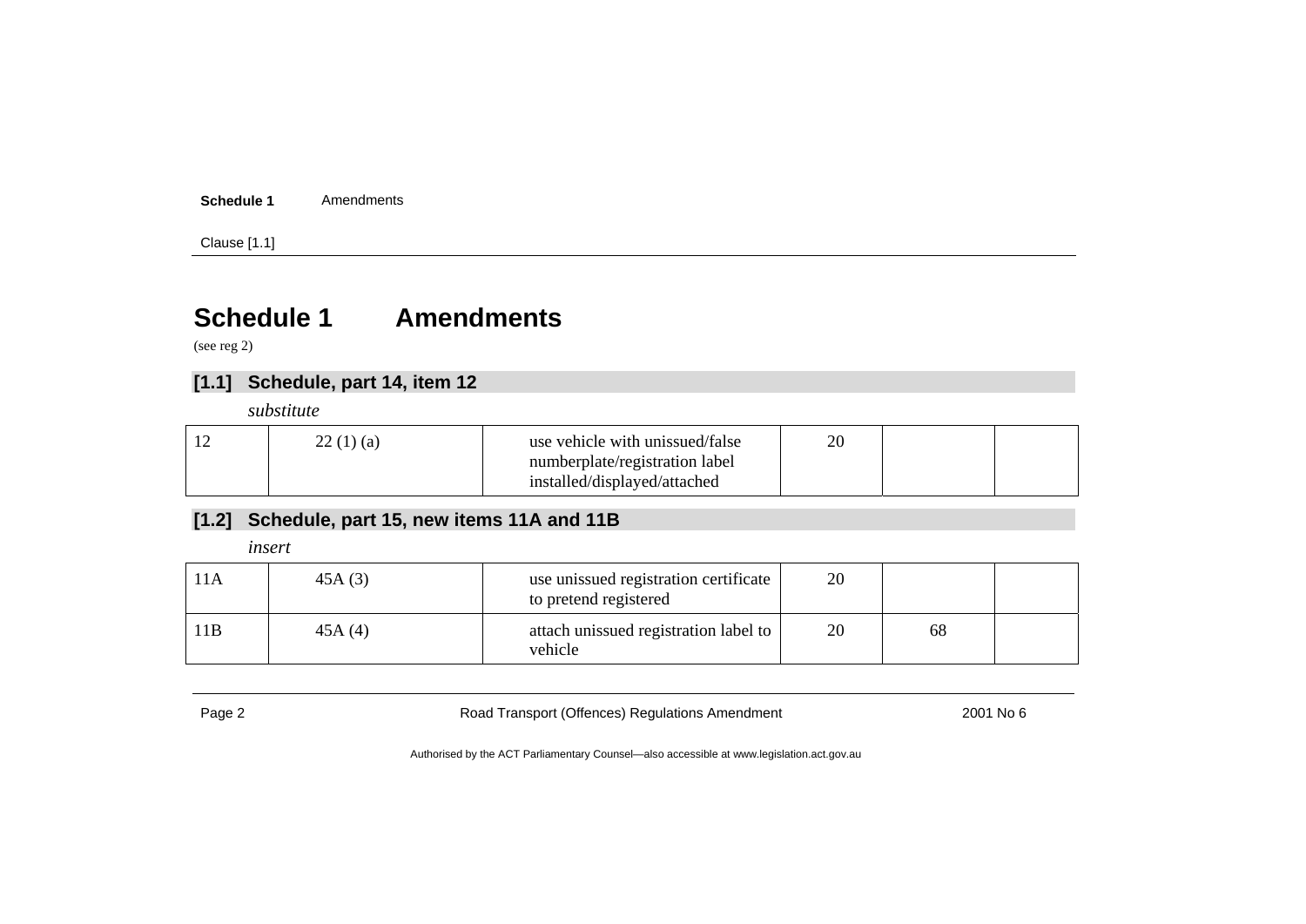# Schedule 1 Amendments

(see reg 2)

## [1.1] Schedule, part 14, item 12

*substitute*

| 12 | 22 (1) (a) | use vehicle with unissued/false numberplate/registration label installed/displayed/attached | 20 | | |
|---|---|---|---|---|---|

## [1.2] Schedule, part 15, new items 11A and 11B

*insert*

| 11A | 45A (3) | use unissued registration certificate to pretend registered | 20 | | |
|---|---|---|---|---|---|
| 11B | 45A (4) | attach unissued registration label to vehicle | 20 | 68 | |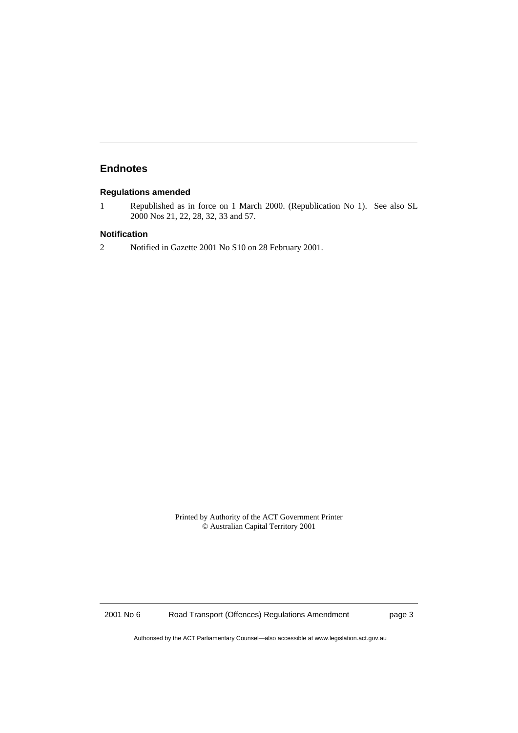## Endnotes

### Regulations amended

1 Republished as in force on 1 March 2000. (Republication No 1). See also SL 2000 Nos 21, 22, 28, 32, 33 and 57.

### Notification

2 Notified in Gazette 2001 No S10 on 28 February 2001.

Printed by Authority of the ACT Government Printer
© Australian Capital Territory 2001